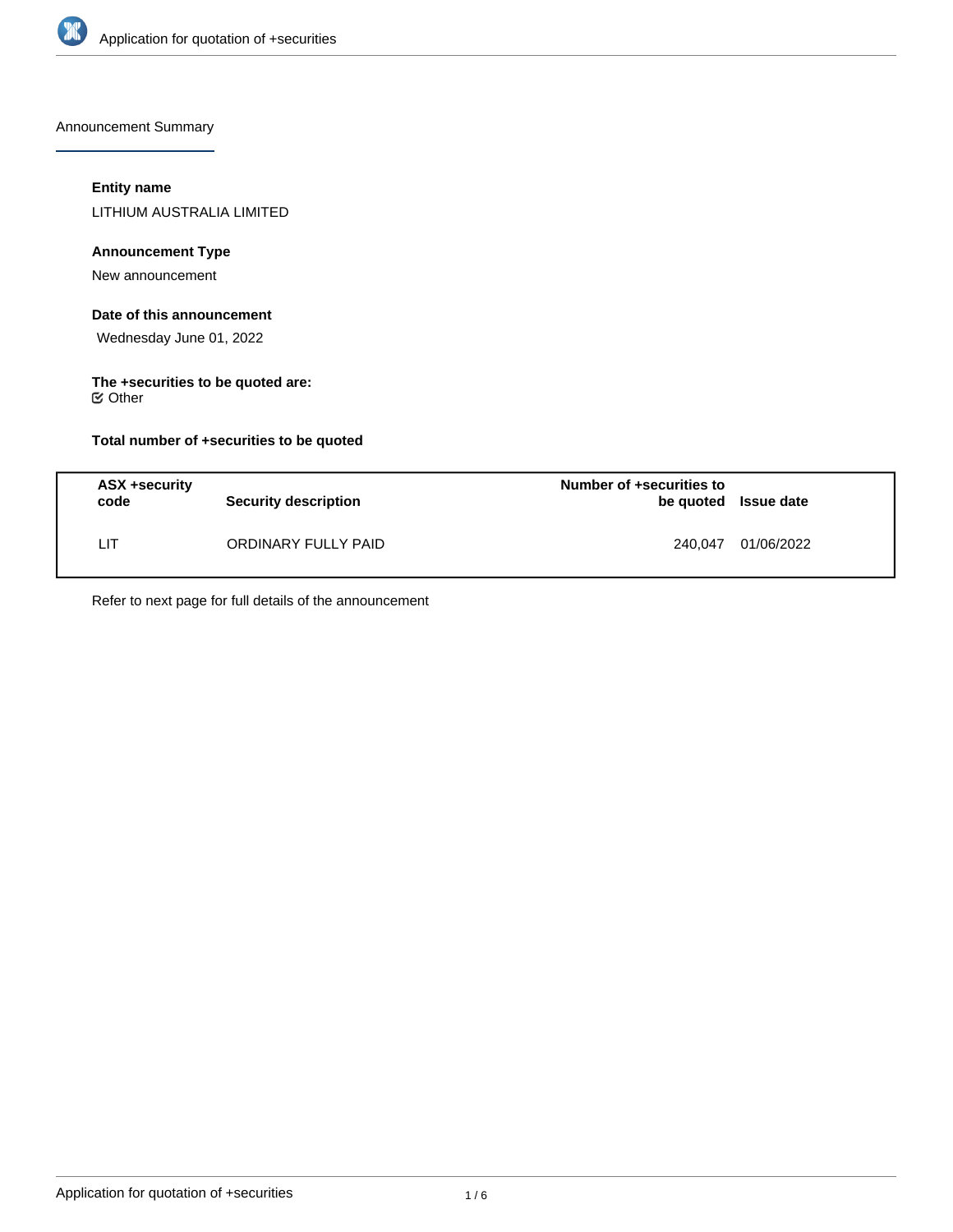Announcement Summary

**Entity name**

LITHIUM AUSTRALIA LIMITED

**Announcement Type**

New announcement

**Date of this announcement**

Wednesday June 01, 2022

**The +securities to be quoted are:**

Other

**Total number of +securities to be quoted**

| ASX +security code | Security description | Number of +securities to be quoted | Issue date |
| --- | --- | --- | --- |
| LIT | ORDINARY FULLY PAID | 240,047 | 01/06/2022 |

Refer to next page for full details of the announcement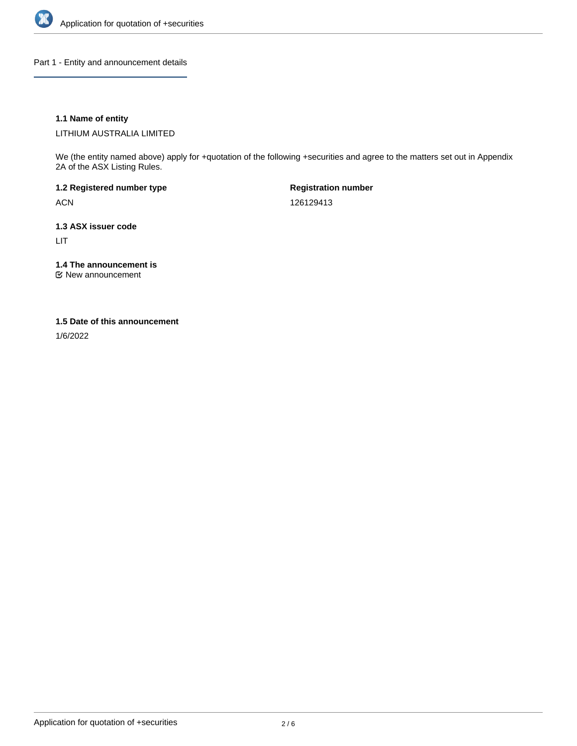## Part 1 - Entity and announcement details

**1.1 Name of entity**

LITHIUM AUSTRALIA LIMITED

We (the entity named above) apply for +quotation of the following +securities and agree to the matters set out in Appendix 2A of the ASX Listing Rules.

**1.2 Registered number type**

ACN

**Registration number**

126129413

**1.3 ASX issuer code**

LIT

**1.4 The announcement is**

☑ New announcement

**1.5 Date of this announcement**

1/6/2022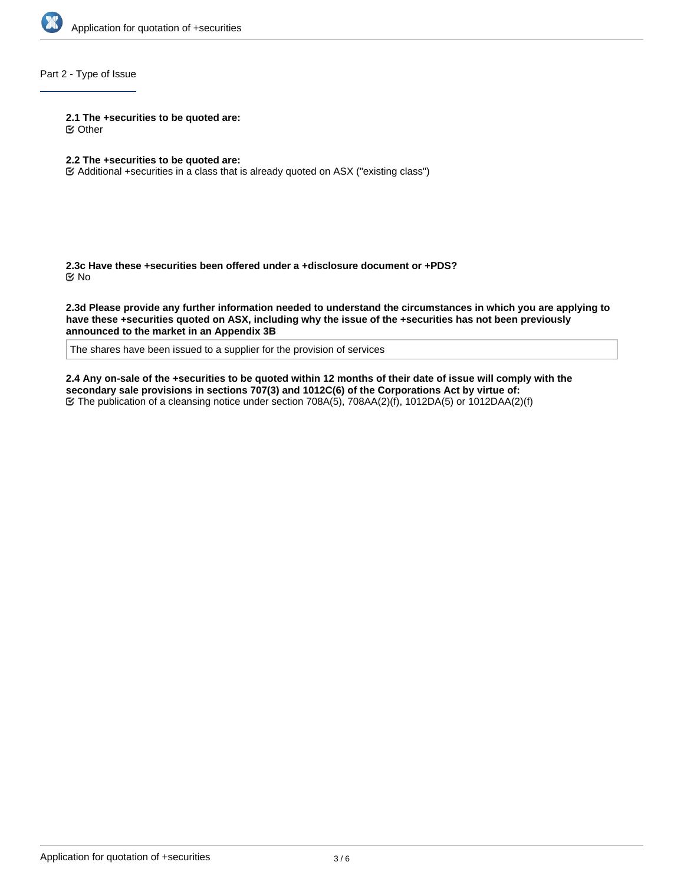## Part 2 - Type of Issue

**2.1 The +securities to be quoted are:**

☑ Other

**2.2 The +securities to be quoted are:**

☑ Additional +securities in a class that is already quoted on ASX ("existing class")

**2.3c Have these +securities been offered under a +disclosure document or +PDS?**

☑ No

**2.3d Please provide any further information needed to understand the circumstances in which you are applying to have these +securities quoted on ASX, including why the issue of the +securities has not been previously announced to the market in an Appendix 3B**

The shares have been issued to a supplier for the provision of services

**2.4 Any on-sale of the +securities to be quoted within 12 months of their date of issue will comply with the secondary sale provisions in sections 707(3) and 1012C(6) of the Corporations Act by virtue of:**

☑ The publication of a cleansing notice under section 708A(5), 708AA(2)(f), 1012DA(5) or 1012DAA(2)(f)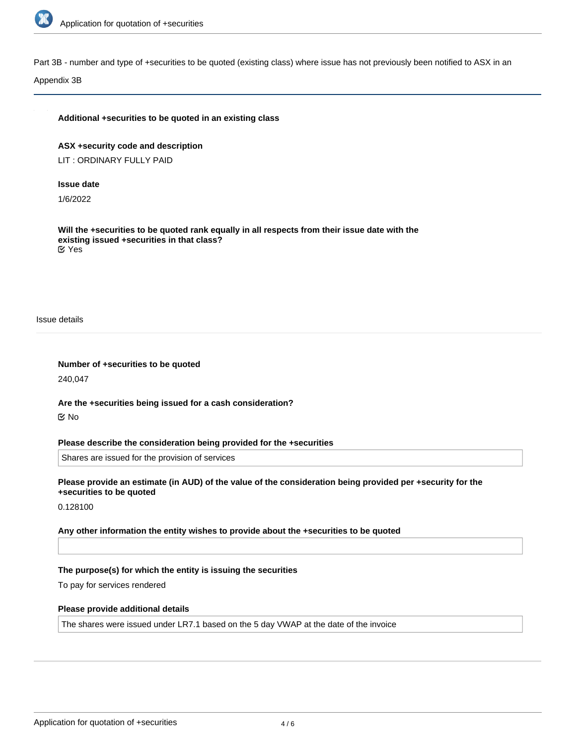Part 3B - number and type of +securities to be quoted (existing class) where issue has not previously been notified to ASX in an Appendix 3B

**Additional +securities to be quoted in an existing class**

**ASX +security code and description**

LIT : ORDINARY FULLY PAID

**Issue date**

1/6/2022

**Will the +securities to be quoted rank equally in all respects from their issue date with the existing issued +securities in that class?**

☑ Yes

Issue details

**Number of +securities to be quoted**

240,047

**Are the +securities being issued for a cash consideration?**

☑ No

**Please describe the consideration being provided for the +securities**

Shares are issued for the provision of services

**Please provide an estimate (in AUD) of the value of the consideration being provided per +security for the +securities to be quoted**

0.128100

**Any other information the entity wishes to provide about the +securities to be quoted**

**The purpose(s) for which the entity is issuing the securities**

To pay for services rendered

**Please provide additional details**

The shares were issued under LR7.1 based on the 5 day VWAP at the date of the invoice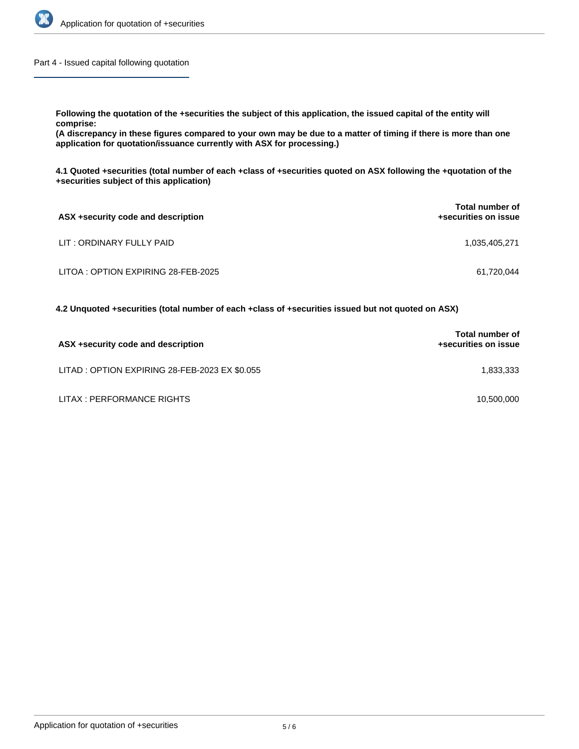## Part 4 - Issued capital following quotation

**Following the quotation of the +securities the subject of this application, the issued capital of the entity will comprise:**
**(A discrepancy in these figures compared to your own may be due to a matter of timing if there is more than one application for quotation/issuance currently with ASX for processing.)**

**4.1 Quoted +securities (total number of each +class of +securities quoted on ASX following the +quotation of the +securities subject of this application)**

| ASX +security code and description | Total number of +securities on issue |
| --- | --- |
| LIT : ORDINARY FULLY PAID | 1,035,405,271 |
| LITOA : OPTION EXPIRING 28-FEB-2025 | 61,720,044 |

**4.2 Unquoted +securities (total number of each +class of +securities issued but not quoted on ASX)**

| ASX +security code and description | Total number of +securities on issue |
| --- | --- |
| LITAD : OPTION EXPIRING 28-FEB-2023 EX $0.055 | 1,833,333 |
| LITAX : PERFORMANCE RIGHTS | 10,500,000 |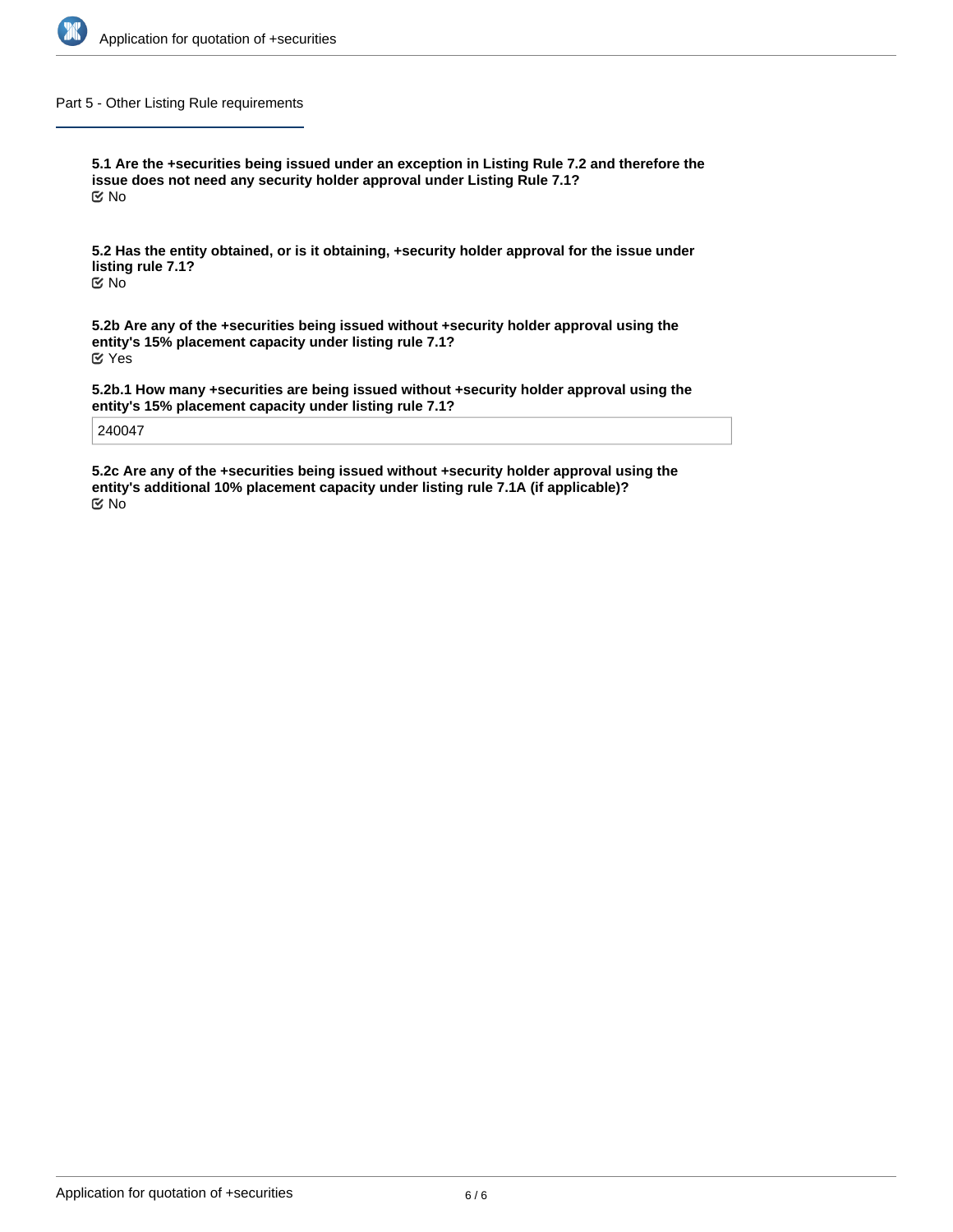## Part 5 - Other Listing Rule requirements

**5.1 Are the +securities being issued under an exception in Listing Rule 7.2 and therefore the issue does not need any security holder approval under Listing Rule 7.1?**

No

**5.2 Has the entity obtained, or is it obtaining, +security holder approval for the issue under listing rule 7.1?**

No

**5.2b Are any of the +securities being issued without +security holder approval using the entity's 15% placement capacity under listing rule 7.1?**

Yes

**5.2b.1 How many +securities are being issued without +security holder approval using the entity's 15% placement capacity under listing rule 7.1?**

240047

**5.2c Are any of the +securities being issued without +security holder approval using the entity's additional 10% placement capacity under listing rule 7.1A (if applicable)?**

No